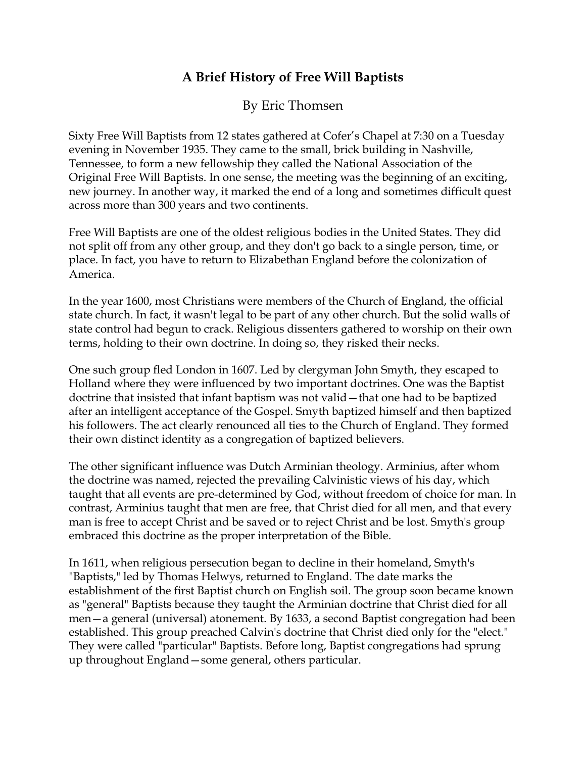# A Brief History of Free Will Baptists

By Eric Thomsen

Sixty Free Will Baptists from 12 states gathered at Cofer's Chapel at 7:30 on a Tuesday evening in November 1935. They came to the small, brick building in Nashville, Tennessee, to form a new fellowship they called the National Association of the Original Free Will Baptists. In one sense, the meeting was the beginning of an exciting, new journey. In another way, it marked the end of a long and sometimes difficult quest across more than 300 years and two continents.

Free Will Baptists are one of the oldest religious bodies in the United States. They did not split off from any other group, and they don't go back to a single person, time, or place. In fact, you have to return to Elizabethan England before the colonization of America.

In the year 1600, most Christians were members of the Church of England, the official state church. In fact, it wasn't legal to be part of any other church. But the solid walls of state control had begun to crack. Religious dissenters gathered to worship on their own terms, holding to their own doctrine. In doing so, they risked their necks.

One such group fled London in 1607. Led by clergyman John Smyth, they escaped to Holland where they were influenced by two important doctrines. One was the Baptist doctrine that insisted that infant baptism was not valid—that one had to be baptized after an intelligent acceptance of the Gospel. Smyth baptized himself and then baptized his followers. The act clearly renounced all ties to the Church of England. They formed their own distinct identity as a congregation of baptized believers.

The other significant influence was Dutch Arminian theology. Arminius, after whom the doctrine was named, rejected the prevailing Calvinistic views of his day, which taught that all events are pre-determined by God, without freedom of choice for man. In contrast, Arminius taught that men are free, that Christ died for all men, and that every man is free to accept Christ and be saved or to reject Christ and be lost. Smyth's group embraced this doctrine as the proper interpretation of the Bible.

In 1611, when religious persecution began to decline in their homeland, Smyth's "Baptists," led by Thomas Helwys, returned to England. The date marks the establishment of the first Baptist church on English soil. The group soon became known as "general" Baptists because they taught the Arminian doctrine that Christ died for all men—a general (universal) atonement. By 1633, a second Baptist congregation had been established. This group preached Calvin's doctrine that Christ died only for the "elect." They were called "particular" Baptists. Before long, Baptist congregations had sprung up throughout England—some general, others particular.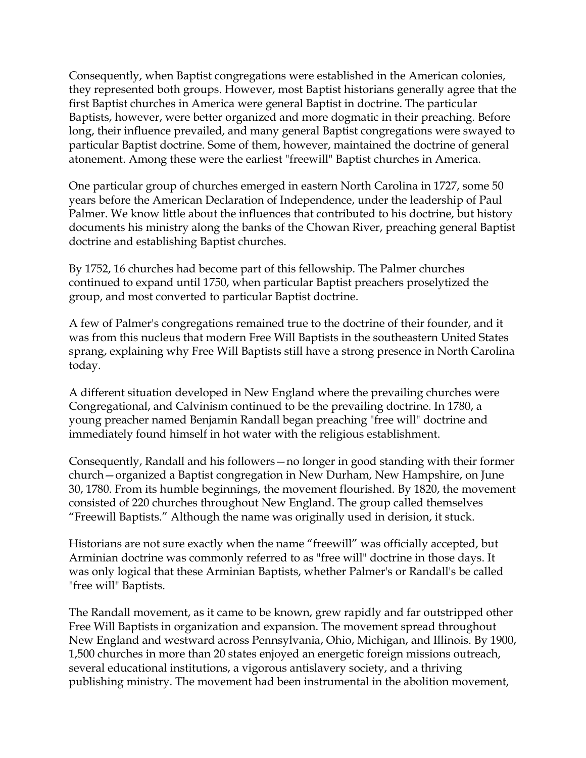Consequently, when Baptist congregations were established in the American colonies, they represented both groups. However, most Baptist historians generally agree that the first Baptist churches in America were general Baptist in doctrine. The particular Baptists, however, were better organized and more dogmatic in their preaching. Before long, their influence prevailed, and many general Baptist congregations were swayed to particular Baptist doctrine. Some of them, however, maintained the doctrine of general atonement. Among these were the earliest "freewill" Baptist churches in America.

One particular group of churches emerged in eastern North Carolina in 1727, some 50 years before the American Declaration of Independence, under the leadership of Paul Palmer. We know little about the influences that contributed to his doctrine, but history documents his ministry along the banks of the Chowan River, preaching general Baptist doctrine and establishing Baptist churches.

By 1752, 16 churches had become part of this fellowship. The Palmer churches continued to expand until 1750, when particular Baptist preachers proselytized the group, and most converted to particular Baptist doctrine.

A few of Palmer's congregations remained true to the doctrine of their founder, and it was from this nucleus that modern Free Will Baptists in the southeastern United States sprang, explaining why Free Will Baptists still have a strong presence in North Carolina today.

A different situation developed in New England where the prevailing churches were Congregational, and Calvinism continued to be the prevailing doctrine. In 1780, a young preacher named Benjamin Randall began preaching "free will" doctrine and immediately found himself in hot water with the religious establishment.

Consequently, Randall and his followers—no longer in good standing with their former church—organized a Baptist congregation in New Durham, New Hampshire, on June 30, 1780. From its humble beginnings, the movement flourished. By 1820, the movement consisted of 220 churches throughout New England. The group called themselves "Freewill Baptists." Although the name was originally used in derision, it stuck.

Historians are not sure exactly when the name "freewill" was officially accepted, but Arminian doctrine was commonly referred to as "free will" doctrine in those days. It was only logical that these Arminian Baptists, whether Palmer's or Randall's be called "free will" Baptists.

The Randall movement, as it came to be known, grew rapidly and far outstripped other Free Will Baptists in organization and expansion. The movement spread throughout New England and westward across Pennsylvania, Ohio, Michigan, and Illinois. By 1900, 1,500 churches in more than 20 states enjoyed an energetic foreign missions outreach, several educational institutions, a vigorous antislavery society, and a thriving publishing ministry. The movement had been instrumental in the abolition movement,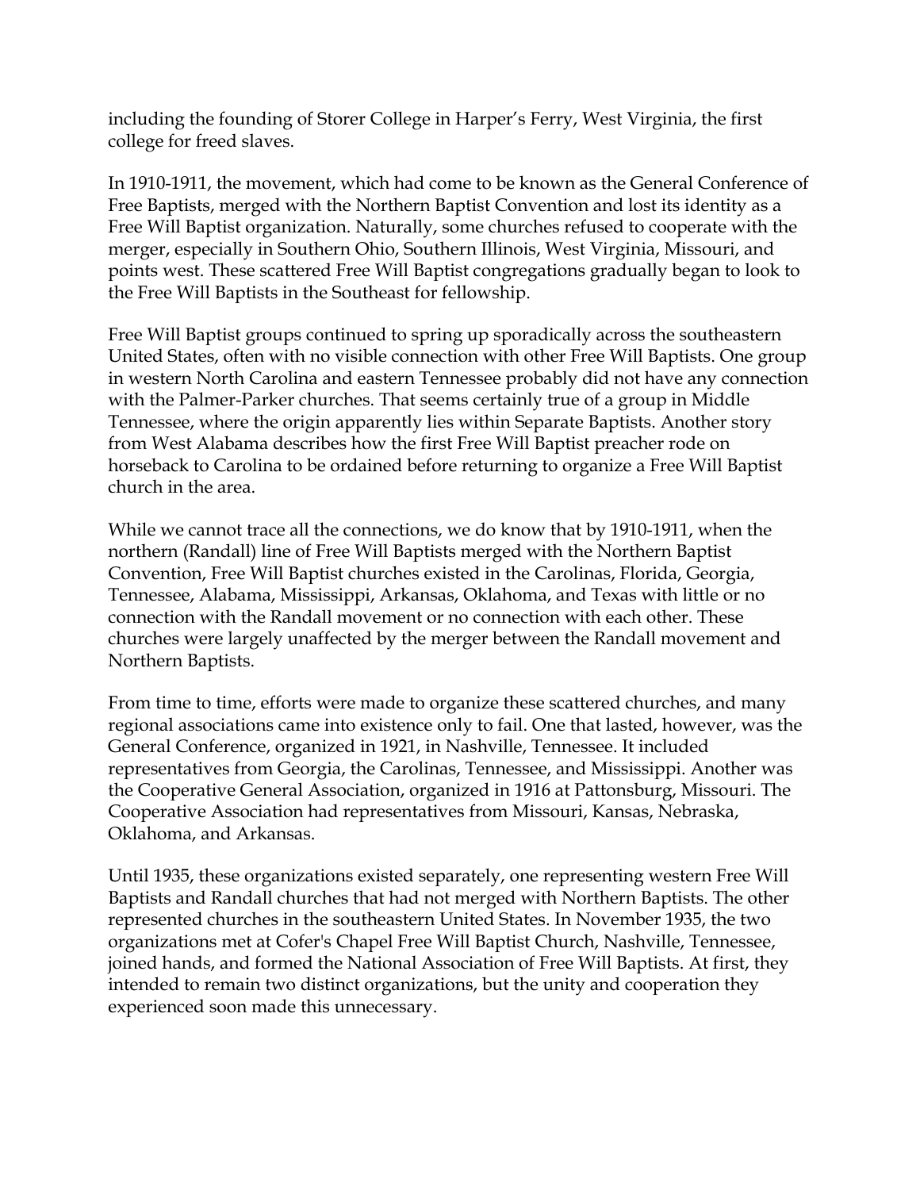including the founding of Storer College in Harper's Ferry, West Virginia, the first college for freed slaves.

In 1910-1911, the movement, which had come to be known as the General Conference of Free Baptists, merged with the Northern Baptist Convention and lost its identity as a Free Will Baptist organization. Naturally, some churches refused to cooperate with the merger, especially in Southern Ohio, Southern Illinois, West Virginia, Missouri, and points west. These scattered Free Will Baptist congregations gradually began to look to the Free Will Baptists in the Southeast for fellowship.

Free Will Baptist groups continued to spring up sporadically across the southeastern United States, often with no visible connection with other Free Will Baptists. One group in western North Carolina and eastern Tennessee probably did not have any connection with the Palmer-Parker churches. That seems certainly true of a group in Middle Tennessee, where the origin apparently lies within Separate Baptists. Another story from West Alabama describes how the first Free Will Baptist preacher rode on horseback to Carolina to be ordained before returning to organize a Free Will Baptist church in the area.

While we cannot trace all the connections, we do know that by 1910-1911, when the northern (Randall) line of Free Will Baptists merged with the Northern Baptist Convention, Free Will Baptist churches existed in the Carolinas, Florida, Georgia, Tennessee, Alabama, Mississippi, Arkansas, Oklahoma, and Texas with little or no connection with the Randall movement or no connection with each other. These churches were largely unaffected by the merger between the Randall movement and Northern Baptists.

From time to time, efforts were made to organize these scattered churches, and many regional associations came into existence only to fail. One that lasted, however, was the General Conference, organized in 1921, in Nashville, Tennessee. It included representatives from Georgia, the Carolinas, Tennessee, and Mississippi. Another was the Cooperative General Association, organized in 1916 at Pattonsburg, Missouri. The Cooperative Association had representatives from Missouri, Kansas, Nebraska, Oklahoma, and Arkansas.

Until 1935, these organizations existed separately, one representing western Free Will Baptists and Randall churches that had not merged with Northern Baptists. The other represented churches in the southeastern United States. In November 1935, the two organizations met at Cofer's Chapel Free Will Baptist Church, Nashville, Tennessee, joined hands, and formed the National Association of Free Will Baptists. At first, they intended to remain two distinct organizations, but the unity and cooperation they experienced soon made this unnecessary.